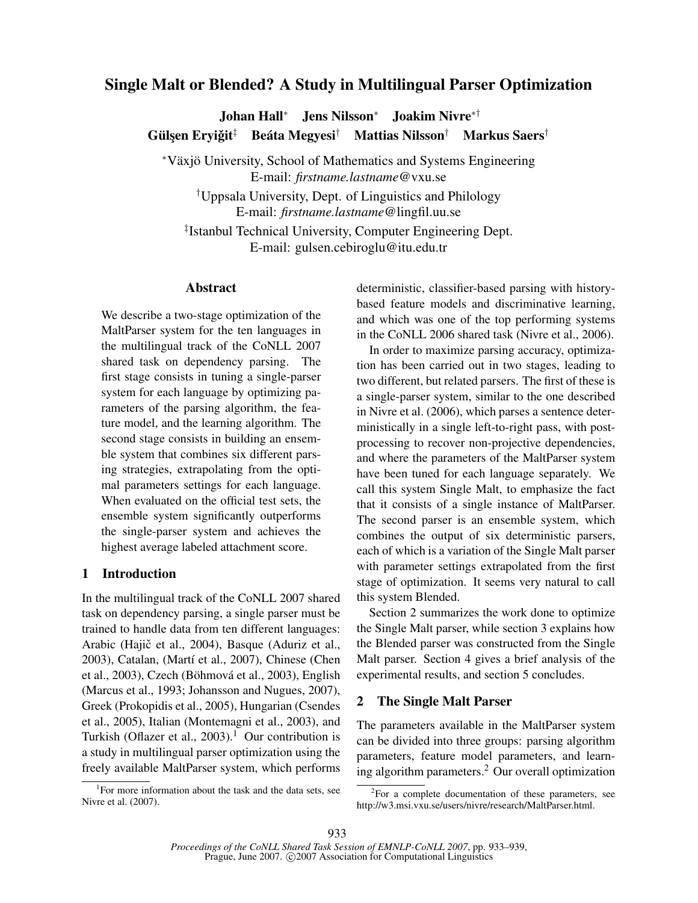# Single Malt or Blended? A Study in Multilingual Parser Optimization

**Johan Hall**[*] **Jens Nilsson**[*] **Joakim Nivre**[*†]
**Gülşen Eryiğit**[‡] **Beáta Megyesi**[†] **Mattias Nilsson**[†] **Markus Saers**[†]

[*]Växjö University, School of Mathematics and Systems Engineering
E-mail: *firstname.lastname*@vxu.se

[†]Uppsala University, Dept. of Linguistics and Philology
E-mail: *firstname.lastname*@lingfil.uu.se

[‡]Istanbul Technical University, Computer Engineering Dept.
E-mail: gulsen.cebiroglu@itu.edu.tr

## Abstract

We describe a two-stage optimization of the MaltParser system for the ten languages in the multilingual track of the CoNLL 2007 shared task on dependency parsing. The first stage consists in tuning a single-parser system for each language by optimizing parameters of the parsing algorithm, the feature model, and the learning algorithm. The second stage consists in building an ensemble system that combines six different parsing strategies, extrapolating from the optimal parameters settings for each language. When evaluated on the official test sets, the ensemble system significantly outperforms the single-parser system and achieves the highest average labeled attachment score.

## 1 Introduction

In the multilingual track of the CoNLL 2007 shared task on dependency parsing, a single parser must be trained to handle data from ten different languages: Arabic (Hajič et al., 2004), Basque (Aduriz et al., 2003), Catalan, (Martí et al., 2007), Chinese (Chen et al., 2003), Czech (Böhmová et al., 2003), English (Marcus et al., 1993; Johansson and Nugues, 2007), Greek (Prokopidis et al., 2005), Hungarian (Csendes et al., 2005), Italian (Montemagni et al., 2003), and Turkish (Oflazer et al., 2003).[1] Our contribution is a study in multilingual parser optimization using the freely available MaltParser system, which performs deterministic, classifier-based parsing with history-based feature models and discriminative learning, and which was one of the top performing systems in the CoNLL 2006 shared task (Nivre et al., 2006).

In order to maximize parsing accuracy, optimization has been carried out in two stages, leading to two different, but related parsers. The first of these is a single-parser system, similar to the one described in Nivre et al. (2006), which parses a sentence deterministically in a single left-to-right pass, with post-processing to recover non-projective dependencies, and where the parameters of the MaltParser system have been tuned for each language separately. We call this system Single Malt, to emphasize the fact that it consists of a single instance of MaltParser. The second parser is an ensemble system, which combines the output of six deterministic parsers, each of which is a variation of the Single Malt parser with parameter settings extrapolated from the first stage of optimization. It seems very natural to call this system Blended.

Section 2 summarizes the work done to optimize the Single Malt parser, while section 3 explains how the Blended parser was constructed from the Single Malt parser. Section 4 gives a brief analysis of the experimental results, and section 5 concludes.

## 2 The Single Malt Parser

The parameters available in the MaltParser system can be divided into three groups: parsing algorithm parameters, feature model parameters, and learning algorithm parameters.[2] Our overall optimization

[1]For more information about the task and the data sets, see Nivre et al. (2007).

[2]For a complete documentation of these parameters, see http://w3.msi.vxu.se/users/nivre/research/MaltParser.html.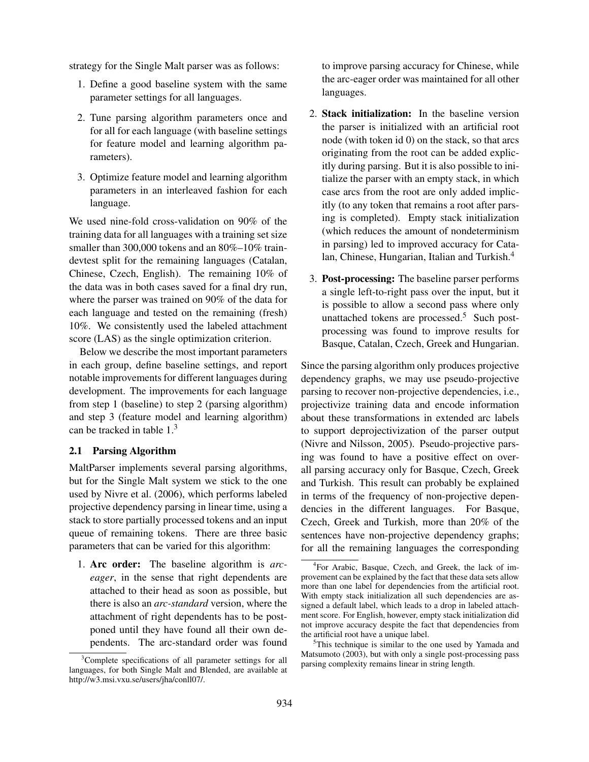strategy for the Single Malt parser was as follows:

1. Define a good baseline system with the same parameter settings for all languages.
2. Tune parsing algorithm parameters once and for all for each language (with baseline settings for feature model and learning algorithm parameters).
3. Optimize feature model and learning algorithm parameters in an interleaved fashion for each language.

We used nine-fold cross-validation on 90% of the training data for all languages with a training set size smaller than 300,000 tokens and an 80%–10% train-devtest split for the remaining languages (Catalan, Chinese, Czech, English). The remaining 10% of the data was in both cases saved for a final dry run, where the parser was trained on 90% of the data for each language and tested on the remaining (fresh) 10%. We consistently used the labeled attachment score (LAS) as the single optimization criterion.

Below we describe the most important parameters in each group, define baseline settings, and report notable improvements for different languages during development. The improvements for each language from step 1 (baseline) to step 2 (parsing algorithm) and step 3 (feature model and learning algorithm) can be tracked in table 1.[3]

### 2.1 Parsing Algorithm

MaltParser implements several parsing algorithms, but for the Single Malt system we stick to the one used by Nivre et al. (2006), which performs labeled projective dependency parsing in linear time, using a stack to store partially processed tokens and an input queue of remaining tokens. There are three basic parameters that can be varied for this algorithm:

1. **Arc order:** The baseline algorithm is *arc-eager*, in the sense that right dependents are attached to their head as soon as possible, but there is also an *arc-standard* version, where the attachment of right dependents has to be postponed until they have found all their own dependents. The arc-standard order was found to improve parsing accuracy for Chinese, while the arc-eager order was maintained for all other languages.
2. **Stack initialization:** In the baseline version the parser is initialized with an artificial root node (with token id 0) on the stack, so that arcs originating from the root can be added explicitly during parsing. But it is also possible to initialize the parser with an empty stack, in which case arcs from the root are only added implicitly (to any token that remains a root after parsing is completed). Empty stack initialization (which reduces the amount of nondeterminism in parsing) led to improved accuracy for Catalan, Chinese, Hungarian, Italian and Turkish.[4]
3. **Post-processing:** The baseline parser performs a single left-to-right pass over the input, but it is possible to allow a second pass where only unattached tokens are processed.[5] Such post-processing was found to improve results for Basque, Catalan, Czech, Greek and Hungarian.

Since the parsing algorithm only produces projective dependency graphs, we may use pseudo-projective parsing to recover non-projective dependencies, i.e., projectivize training data and encode information about these transformations in extended arc labels to support deprojectivization of the parser output (Nivre and Nilsson, 2005). Pseudo-projective parsing was found to have a positive effect on overall parsing accuracy only for Basque, Czech, Greek and Turkish. This result can probably be explained in terms of the frequency of non-projective dependencies in the different languages. For Basque, Czech, Greek and Turkish, more than 20% of the sentences have non-projective dependency graphs; for all the remaining languages the corresponding

[3] Complete specifications of all parameter settings for all languages, for both Single Malt and Blended, are available at http://w3.msi.vxu.se/users/jha/conll07/.

[4] For Arabic, Basque, Czech, and Greek, the lack of improvement can be explained by the fact that these data sets allow more than one label for dependencies from the artificial root. With empty stack initialization all such dependencies are assigned a default label, which leads to a drop in labeled attachment score. For English, however, empty stack initialization did not improve accuracy despite the fact that dependencies from the artificial root have a unique label.

[5] This technique is similar to the one used by Yamada and Matsumoto (2003), but with only a single post-processing pass parsing complexity remains linear in string length.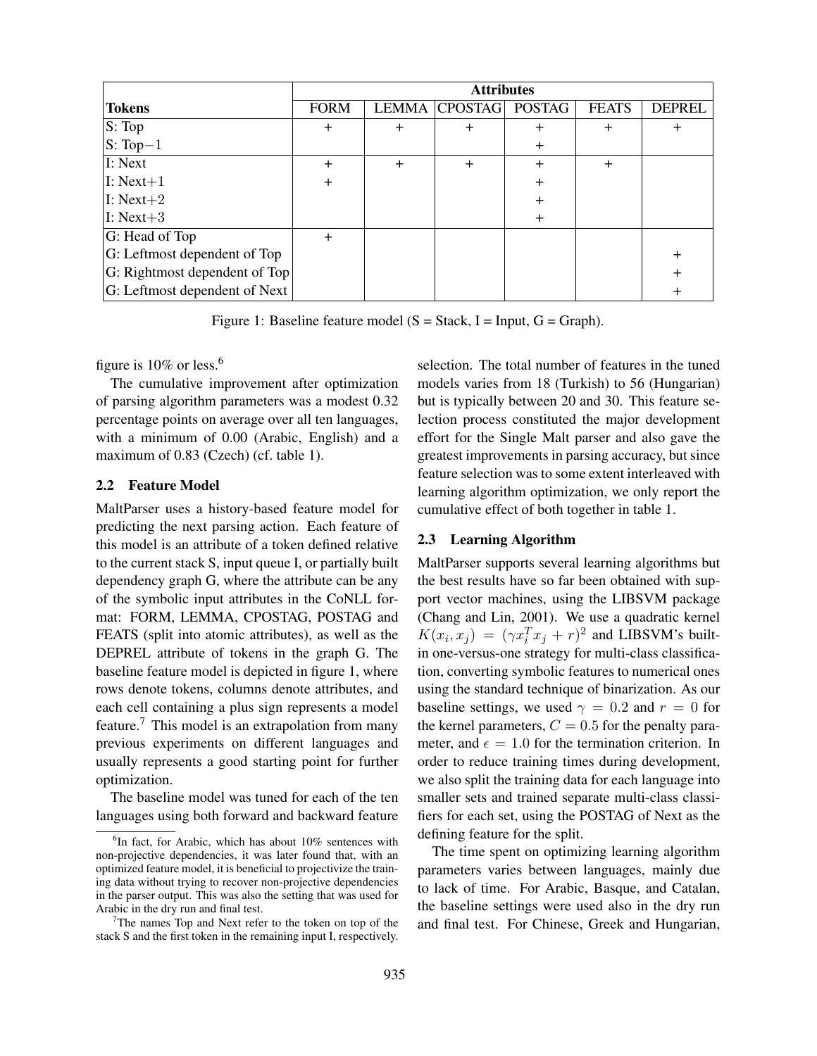| Tokens | Attributes | | | | | |
|---|---|---|---|---|---|---|
| | FORM | LEMMA | CPOSTAG | POSTAG | FEATS | DEPREL |
| S: Top | + | + | + | + | + | + |
| S: Top−1 | | | | + | | |
| I: Next | + | + | + | + | + | |
| I: Next+1 | + | | | + | | |
| I: Next+2 | | | | + | | |
| I: Next+3 | | | | + | | |
| G: Head of Top | + | | | | | |
| G: Leftmost dependent of Top | | | | | | + |
| G: Rightmost dependent of Top | | | | | | + |
| G: Leftmost dependent of Next | | | | | | + |

Figure 1: Baseline feature model (S = Stack, I = Input, G = Graph).

figure is 10% or less.[6]

The cumulative improvement after optimization of parsing algorithm parameters was a modest 0.32 percentage points on average over all ten languages, with a minimum of 0.00 (Arabic, English) and a maximum of 0.83 (Czech) (cf. table 1).

## 2.2 Feature Model

MaltParser uses a history-based feature model for predicting the next parsing action. Each feature of this model is an attribute of a token defined relative to the current stack S, input queue I, or partially built dependency graph G, where the attribute can be any of the symbolic input attributes in the CoNLL format: FORM, LEMMA, CPOSTAG, POSTAG and FEATS (split into atomic attributes), as well as the DEPREL attribute of tokens in the graph G. The baseline feature model is depicted in figure 1, where rows denote tokens, columns denote attributes, and each cell containing a plus sign represents a model feature.[7] This model is an extrapolation from many previous experiments on different languages and usually represents a good starting point for further optimization.

The baseline model was tuned for each of the ten languages using both forward and backward feature selection. The total number of features in the tuned models varies from 18 (Turkish) to 56 (Hungarian) but is typically between 20 and 30. This feature selection process constituted the major development effort for the Single Malt parser and also gave the greatest improvements in parsing accuracy, but since feature selection was to some extent interleaved with learning algorithm optimization, we only report the cumulative effect of both together in table 1.

## 2.3 Learning Algorithm

MaltParser supports several learning algorithms but the best results have so far been obtained with support vector machines, using the LIBSVM package (Chang and Lin, 2001). We use a quadratic kernel $K(x_i, x_j) = (\gamma x_i^T x_j + r)^2$ and LIBSVM's built-in one-versus-one strategy for multi-class classification, converting symbolic features to numerical ones using the standard technique of binarization. As our baseline settings, we used $\gamma = 0.2$ and $r = 0$ for the kernel parameters, $C = 0.5$ for the penalty parameter, and $\epsilon = 1.0$ for the termination criterion. In order to reduce training times during development, we also split the training data for each language into smaller sets and trained separate multi-class classifiers for each set, using the POSTAG of Next as the defining feature for the split.

The time spent on optimizing learning algorithm parameters varies between languages, mainly due to lack of time. For Arabic, Basque, and Catalan, the baseline settings were used also in the dry run and final test. For Chinese, Greek and Hungarian,

[6] In fact, for Arabic, which has about 10% sentences with non-projective dependencies, it was later found that, with an optimized feature model, it is beneficial to projectivize the training data without trying to recover non-projective dependencies in the parser output. This was also the setting that was used for Arabic in the dry run and final test.

[7] The names Top and Next refer to the token on top of the stack S and the first token in the remaining input I, respectively.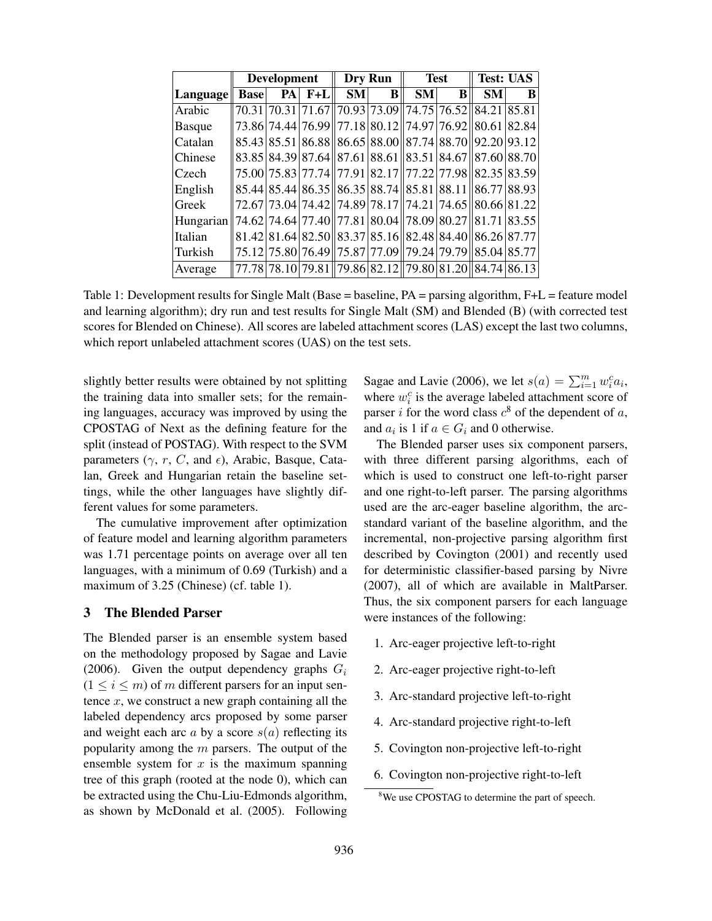| Language | Development | | | Dry Run | | Test | | Test: UAS | |
|---|---|---|---|---|---|---|---|---|---|
| | Base | PA | F+L | SM | B | SM | B | SM | B |
| Arabic | 70.31 | 70.31 | 71.67 | 70.93 | 73.09 | 74.75 | 76.52 | 84.21 | 85.81 |
| Basque | 73.86 | 74.44 | 76.99 | 77.18 | 80.12 | 74.97 | 76.92 | 80.61 | 82.84 |
| Catalan | 85.43 | 85.51 | 86.88 | 86.65 | 88.00 | 87.74 | 88.70 | 92.20 | 93.12 |
| Chinese | 83.85 | 84.39 | 87.64 | 87.61 | 88.61 | 83.51 | 84.67 | 87.60 | 88.70 |
| Czech | 75.00 | 75.83 | 77.74 | 77.91 | 82.17 | 77.22 | 77.98 | 82.35 | 83.59 |
| English | 85.44 | 85.44 | 86.35 | 86.35 | 88.74 | 85.81 | 88.11 | 86.77 | 88.93 |
| Greek | 72.67 | 73.04 | 74.42 | 74.89 | 78.17 | 74.21 | 74.65 | 80.66 | 81.22 |
| Hungarian | 74.62 | 74.64 | 77.40 | 77.81 | 80.04 | 78.09 | 80.27 | 81.71 | 83.55 |
| Italian | 81.42 | 81.64 | 82.50 | 83.37 | 85.16 | 82.48 | 84.40 | 86.26 | 87.77 |
| Turkish | 75.12 | 75.80 | 76.49 | 75.87 | 77.09 | 79.24 | 79.79 | 85.04 | 85.77 |
| Average | 77.78 | 78.10 | 79.81 | 79.86 | 82.12 | 79.80 | 81.20 | 84.74 | 86.13 |

Table 1: Development results for Single Malt (Base = baseline, PA = parsing algorithm, F+L = feature model and learning algorithm); dry run and test results for Single Malt (SM) and Blended (B) (with corrected test scores for Blended on Chinese). All scores are labeled attachment scores (LAS) except the last two columns, which report unlabeled attachment scores (UAS) on the test sets.

slightly better results were obtained by not splitting the training data into smaller sets; for the remaining languages, accuracy was improved by using the CPOSTAG of Next as the defining feature for the split (instead of POSTAG). With respect to the SVM parameters ($\gamma$, $r$, $C$, and $\epsilon$), Arabic, Basque, Catalan, Greek and Hungarian retain the baseline settings, while the other languages have slightly different values for some parameters.

The cumulative improvement after optimization of feature model and learning algorithm parameters was 1.71 percentage points on average over all ten languages, with a minimum of 0.69 (Turkish) and a maximum of 3.25 (Chinese) (cf. table 1).

## 3 The Blended Parser

The Blended parser is an ensemble system based on the methodology proposed by Sagae and Lavie (2006). Given the output dependency graphs $G_i$ ($1 \leq i \leq m$) of $m$ different parsers for an input sentence $x$, we construct a new graph containing all the labeled dependency arcs proposed by some parser and weight each arc $a$ by a score $s(a)$ reflecting its popularity among the $m$ parsers. The output of the ensemble system for $x$ is the maximum spanning tree of this graph (rooted at the node 0), which can be extracted using the Chu-Liu-Edmonds algorithm, as shown by McDonald et al. (2005). Following Sagae and Lavie (2006), we let $s(a) = \sum_{i=1}^{m} w_i^c a_i$, where $w_i^c$ is the average labeled attachment score of parser $i$ for the word class $c$[8] of the dependent of $a$, and $a_i$ is 1 if $a \in G_i$ and 0 otherwise.

The Blended parser uses six component parsers, with three different parsing algorithms, each of which is used to construct one left-to-right parser and one right-to-left parser. The parsing algorithms used are the arc-eager baseline algorithm, the arc-standard variant of the baseline algorithm, and the incremental, non-projective parsing algorithm first described by Covington (2001) and recently used for deterministic classifier-based parsing by Nivre (2007), all of which are available in MaltParser. Thus, the six component parsers for each language were instances of the following:

1. Arc-eager projective left-to-right
2. Arc-eager projective right-to-left
3. Arc-standard projective left-to-right
4. Arc-standard projective right-to-left
5. Covington non-projective left-to-right
6. Covington non-projective right-to-left

[8] We use CPOSTAG to determine the part of speech.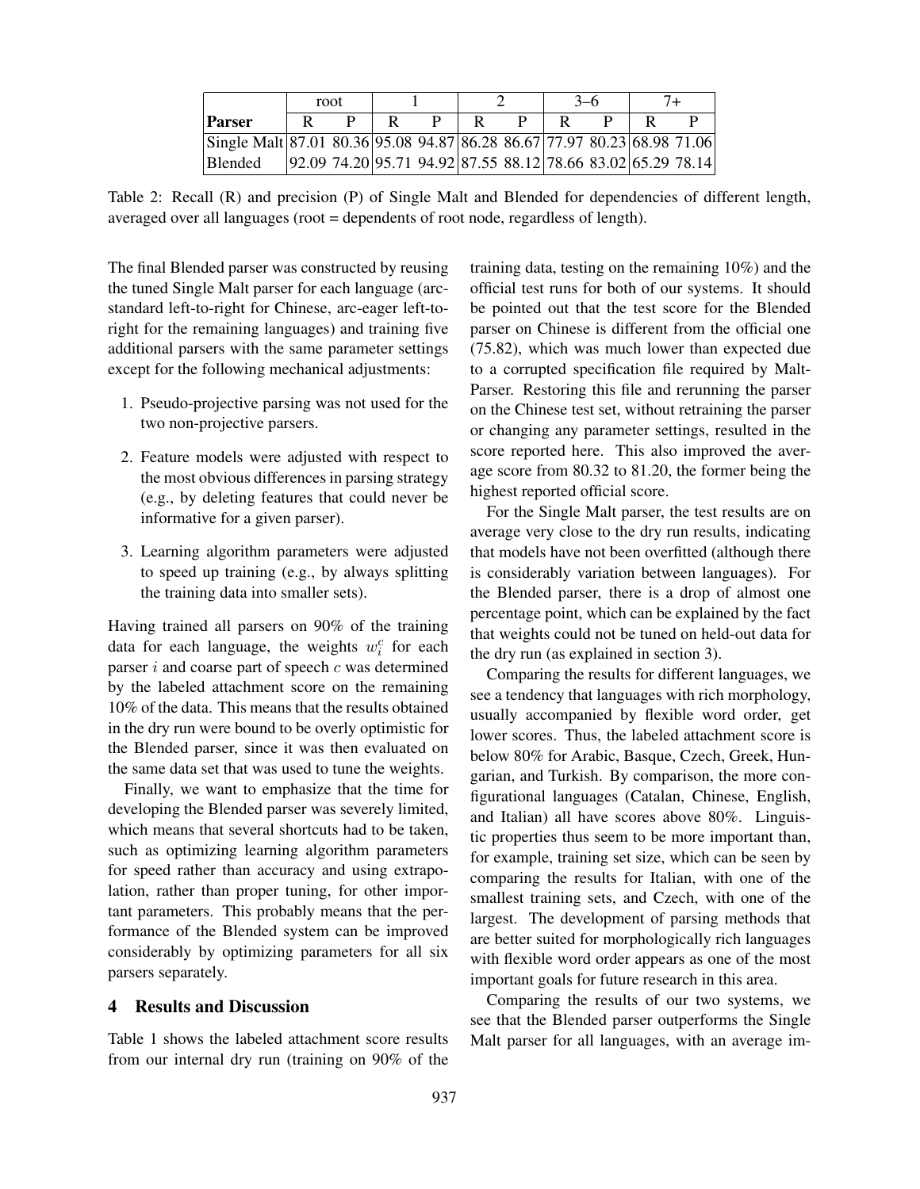| | root | | 1 | | 2 | | 3–6 | | 7+ | |
|---|---|---|---|---|---|---|---|---|---|---|
| **Parser** | R | P | R | P | R | P | R | P | R | P |
| Single Malt | 87.01 | 80.36 | 95.08 | 94.87 | 86.28 | 86.67 | 77.97 | 80.23 | 68.98 | 71.06 |
| Blended | 92.09 | 74.20 | 95.71 | 94.92 | 87.55 | 88.12 | 78.66 | 83.02 | 65.29 | 78.14 |

Table 2: Recall (R) and precision (P) of Single Malt and Blended for dependencies of different length, averaged over all languages (root = dependents of root node, regardless of length).

The final Blended parser was constructed by reusing the tuned Single Malt parser for each language (arc-standard left-to-right for Chinese, arc-eager left-to-right for the remaining languages) and training five additional parsers with the same parameter settings except for the following mechanical adjustments:

1. Pseudo-projective parsing was not used for the two non-projective parsers.
2. Feature models were adjusted with respect to the most obvious differences in parsing strategy (e.g., by deleting features that could never be informative for a given parser).
3. Learning algorithm parameters were adjusted to speed up training (e.g., by always splitting the training data into smaller sets).

Having trained all parsers on 90% of the training data for each language, the weights $w_i^c$ for each parser $i$ and coarse part of speech $c$ was determined by the labeled attachment score on the remaining 10% of the data. This means that the results obtained in the dry run were bound to be overly optimistic for the Blended parser, since it was then evaluated on the same data set that was used to tune the weights.

Finally, we want to emphasize that the time for developing the Blended parser was severely limited, which means that several shortcuts had to be taken, such as optimizing learning algorithm parameters for speed rather than accuracy and using extrapolation, rather than proper tuning, for other important parameters. This probably means that the performance of the Blended system can be improved considerably by optimizing parameters for all six parsers separately.

## 4 Results and Discussion

Table 1 shows the labeled attachment score results from our internal dry run (training on 90% of the training data, testing on the remaining 10%) and the official test runs for both of our systems. It should be pointed out that the test score for the Blended parser on Chinese is different from the official one (75.82), which was much lower than expected due to a corrupted specification file required by MaltParser. Restoring this file and rerunning the parser on the Chinese test set, without retraining the parser or changing any parameter settings, resulted in the score reported here. This also improved the average score from 80.32 to 81.20, the former being the highest reported official score.

For the Single Malt parser, the test results are on average very close to the dry run results, indicating that models have not been overfitted (although there is considerably variation between languages). For the Blended parser, there is a drop of almost one percentage point, which can be explained by the fact that weights could not be tuned on held-out data for the dry run (as explained in section 3).

Comparing the results for different languages, we see a tendency that languages with rich morphology, usually accompanied by flexible word order, get lower scores. Thus, the labeled attachment score is below 80% for Arabic, Basque, Czech, Greek, Hungarian, and Turkish. By comparison, the more configurational languages (Catalan, Chinese, English, and Italian) all have scores above 80%. Linguistic properties thus seem to be more important than, for example, training set size, which can be seen by comparing the results for Italian, with one of the smallest training sets, and Czech, with one of the largest. The development of parsing methods that are better suited for morphologically rich languages with flexible word order appears as one of the most important goals for future research in this area.

Comparing the results of our two systems, we see that the Blended parser outperforms the Single Malt parser for all languages, with an average im-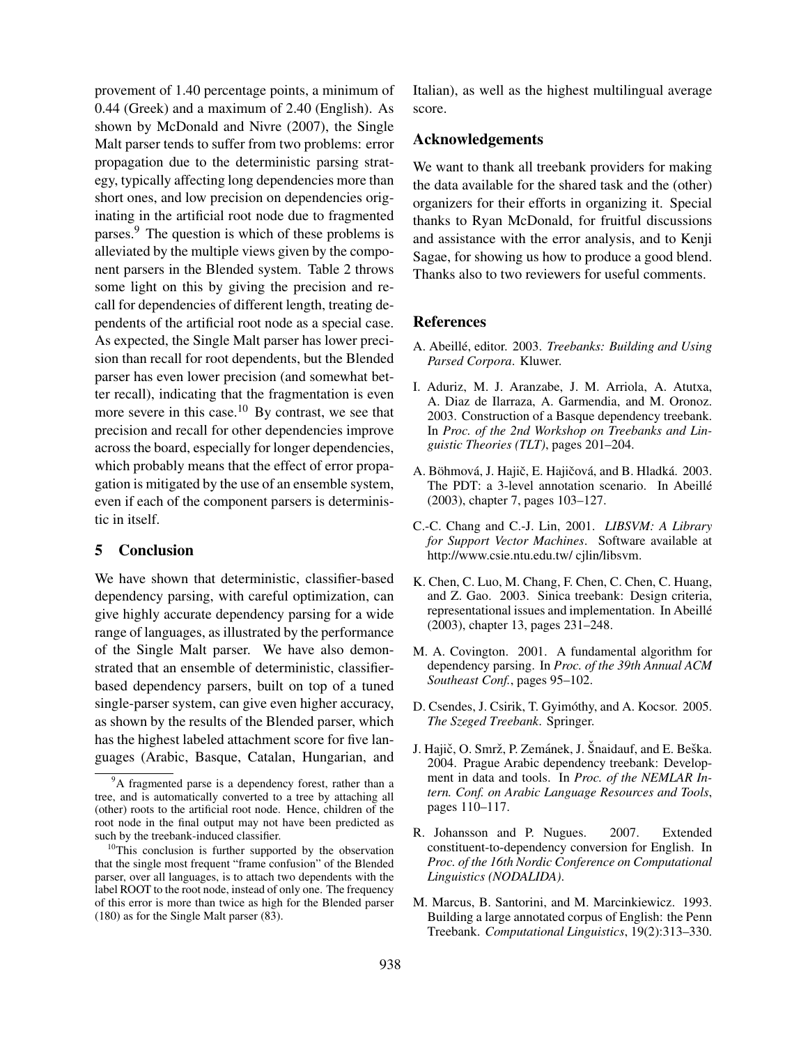provement of 1.40 percentage points, a minimum of 0.44 (Greek) and a maximum of 2.40 (English). As shown by McDonald and Nivre (2007), the Single Malt parser tends to suffer from two problems: error propagation due to the deterministic parsing strategy, typically affecting long dependencies more than short ones, and low precision on dependencies originating in the artificial root node due to fragmented parses.[9] The question is which of these problems is alleviated by the multiple views given by the component parsers in the Blended system. Table 2 throws some light on this by giving the precision and recall for dependencies of different length, treating dependents of the artificial root node as a special case. As expected, the Single Malt parser has lower precision than recall for root dependents, but the Blended parser has even lower precision (and somewhat better recall), indicating that the fragmentation is even more severe in this case.[10] By contrast, we see that precision and recall for other dependencies improve across the board, especially for longer dependencies, which probably means that the effect of error propagation is mitigated by the use of an ensemble system, even if each of the component parsers is deterministic in itself.

## 5 Conclusion

We have shown that deterministic, classifier-based dependency parsing, with careful optimization, can give highly accurate dependency parsing for a wide range of languages, as illustrated by the performance of the Single Malt parser. We have also demonstrated that an ensemble of deterministic, classifier-based dependency parsers, built on top of a tuned single-parser system, can give even higher accuracy, as shown by the results of the Blended parser, which has the highest labeled attachment score for five languages (Arabic, Basque, Catalan, Hungarian, and Italian), as well as the highest multilingual average score.

[9] A fragmented parse is a dependency forest, rather than a tree, and is automatically converted to a tree by attaching all (other) roots to the artificial root node. Hence, children of the root node in the final output may not have been predicted as such by the treebank-induced classifier.

[10] This conclusion is further supported by the observation that the single most frequent "frame confusion" of the Blended parser, over all languages, is to attach two dependents with the label ROOT to the root node, instead of only one. The frequency of this error is more than twice as high for the Blended parser (180) as for the Single Malt parser (83).

## Acknowledgements

We want to thank all treebank providers for making the data available for the shared task and the (other) organizers for their efforts in organizing it. Special thanks to Ryan McDonald, for fruitful discussions and assistance with the error analysis, and to Kenji Sagae, for showing us how to produce a good blend. Thanks also to two reviewers for useful comments.

## References

A. Abeillé, editor. 2003. *Treebanks: Building and Using Parsed Corpora*. Kluwer.

I. Aduriz, M. J. Aranzabe, J. M. Arriola, A. Atutxa, A. Diaz de Ilarraza, A. Garmendia, and M. Oronoz. 2003. Construction of a Basque dependency treebank. In *Proc. of the 2nd Workshop on Treebanks and Linguistic Theories (TLT)*, pages 201–204.

A. Böhmová, J. Hajič, E. Hajičová, and B. Hladká. 2003. The PDT: a 3-level annotation scenario. In Abeillé (2003), chapter 7, pages 103–127.

C.-C. Chang and C.-J. Lin, 2001. *LIBSVM: A Library for Support Vector Machines*. Software available at http://www.csie.ntu.edu.tw/ cjlin/libsvm.

K. Chen, C. Luo, M. Chang, F. Chen, C. Chen, C. Huang, and Z. Gao. 2003. Sinica treebank: Design criteria, representational issues and implementation. In Abeillé (2003), chapter 13, pages 231–248.

M. A. Covington. 2001. A fundamental algorithm for dependency parsing. In *Proc. of the 39th Annual ACM Southeast Conf.*, pages 95–102.

D. Csendes, J. Csirik, T. Gyimóthy, and A. Kocsor. 2005. *The Szeged Treebank*. Springer.

J. Hajič, O. Smrž, P. Zemánek, J. Šnaidauf, and E. Beška. 2004. Prague Arabic dependency treebank: Development in data and tools. In *Proc. of the NEMLAR Intern. Conf. on Arabic Language Resources and Tools*, pages 110–117.

R. Johansson and P. Nugues. 2007. Extended constituent-to-dependency conversion for English. In *Proc. of the 16th Nordic Conference on Computational Linguistics (NODALIDA)*.

M. Marcus, B. Santorini, and M. Marcinkiewicz. 1993. Building a large annotated corpus of English: the Penn Treebank. *Computational Linguistics*, 19(2):313–330.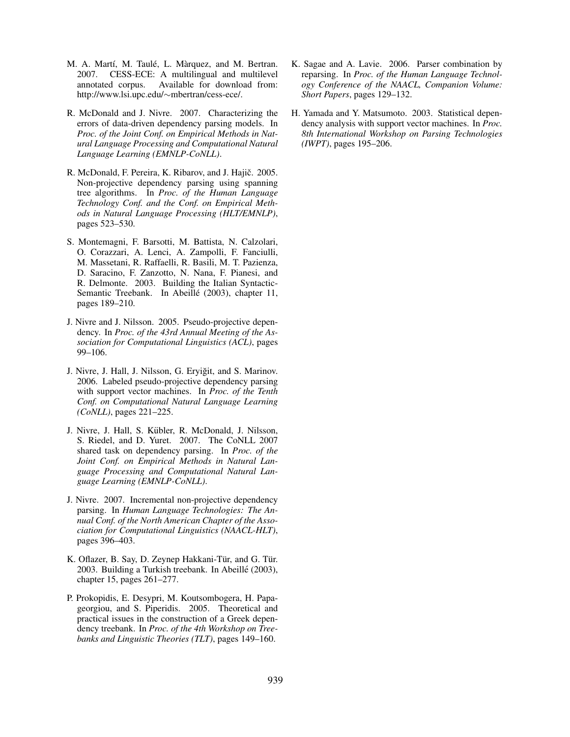M. A. Martí, M. Taulé, L. Màrquez, and M. Bertran. 2007. CESS-ECE: A multilingual and multilevel annotated corpus. Available for download from: http://www.lsi.upc.edu/∼mbertran/cess-ece/.

R. McDonald and J. Nivre. 2007. Characterizing the errors of data-driven dependency parsing models. In *Proc. of the Joint Conf. on Empirical Methods in Natural Language Processing and Computational Natural Language Learning (EMNLP-CoNLL)*.

R. McDonald, F. Pereira, K. Ribarov, and J. Hajič. 2005. Non-projective dependency parsing using spanning tree algorithms. In *Proc. of the Human Language Technology Conf. and the Conf. on Empirical Methods in Natural Language Processing (HLT/EMNLP)*, pages 523–530.

S. Montemagni, F. Barsotti, M. Battista, N. Calzolari, O. Corazzari, A. Lenci, A. Zampolli, F. Fanciulli, M. Massetani, R. Raffaelli, R. Basili, M. T. Pazienza, D. Saracino, F. Zanzotto, N. Nana, F. Pianesi, and R. Delmonte. 2003. Building the Italian Syntactic-Semantic Treebank. In Abeillé (2003), chapter 11, pages 189–210.

J. Nivre and J. Nilsson. 2005. Pseudo-projective dependency. In *Proc. of the 43rd Annual Meeting of the Association for Computational Linguistics (ACL)*, pages 99–106.

J. Nivre, J. Hall, J. Nilsson, G. Eryiğit, and S. Marinov. 2006. Labeled pseudo-projective dependency parsing with support vector machines. In *Proc. of the Tenth Conf. on Computational Natural Language Learning (CoNLL)*, pages 221–225.

J. Nivre, J. Hall, S. Kübler, R. McDonald, J. Nilsson, S. Riedel, and D. Yuret. 2007. The CoNLL 2007 shared task on dependency parsing. In *Proc. of the Joint Conf. on Empirical Methods in Natural Language Processing and Computational Natural Language Learning (EMNLP-CoNLL)*.

J. Nivre. 2007. Incremental non-projective dependency parsing. In *Human Language Technologies: The Annual Conf. of the North American Chapter of the Association for Computational Linguistics (NAACL-HLT)*, pages 396–403.

K. Oflazer, B. Say, D. Zeynep Hakkani-Tür, and G. Tür. 2003. Building a Turkish treebank. In Abeillé (2003), chapter 15, pages 261–277.

P. Prokopidis, E. Desypri, M. Koutsombogera, H. Papageorgiou, and S. Piperidis. 2005. Theoretical and practical issues in the construction of a Greek dependency treebank. In *Proc. of the 4th Workshop on Treebanks and Linguistic Theories (TLT)*, pages 149–160.

K. Sagae and A. Lavie. 2006. Parser combination by reparsing. In *Proc. of the Human Language Technology Conference of the NAACL, Companion Volume: Short Papers*, pages 129–132.

H. Yamada and Y. Matsumoto. 2003. Statistical dependency analysis with support vector machines. In *Proc. 8th International Workshop on Parsing Technologies (IWPT)*, pages 195–206.